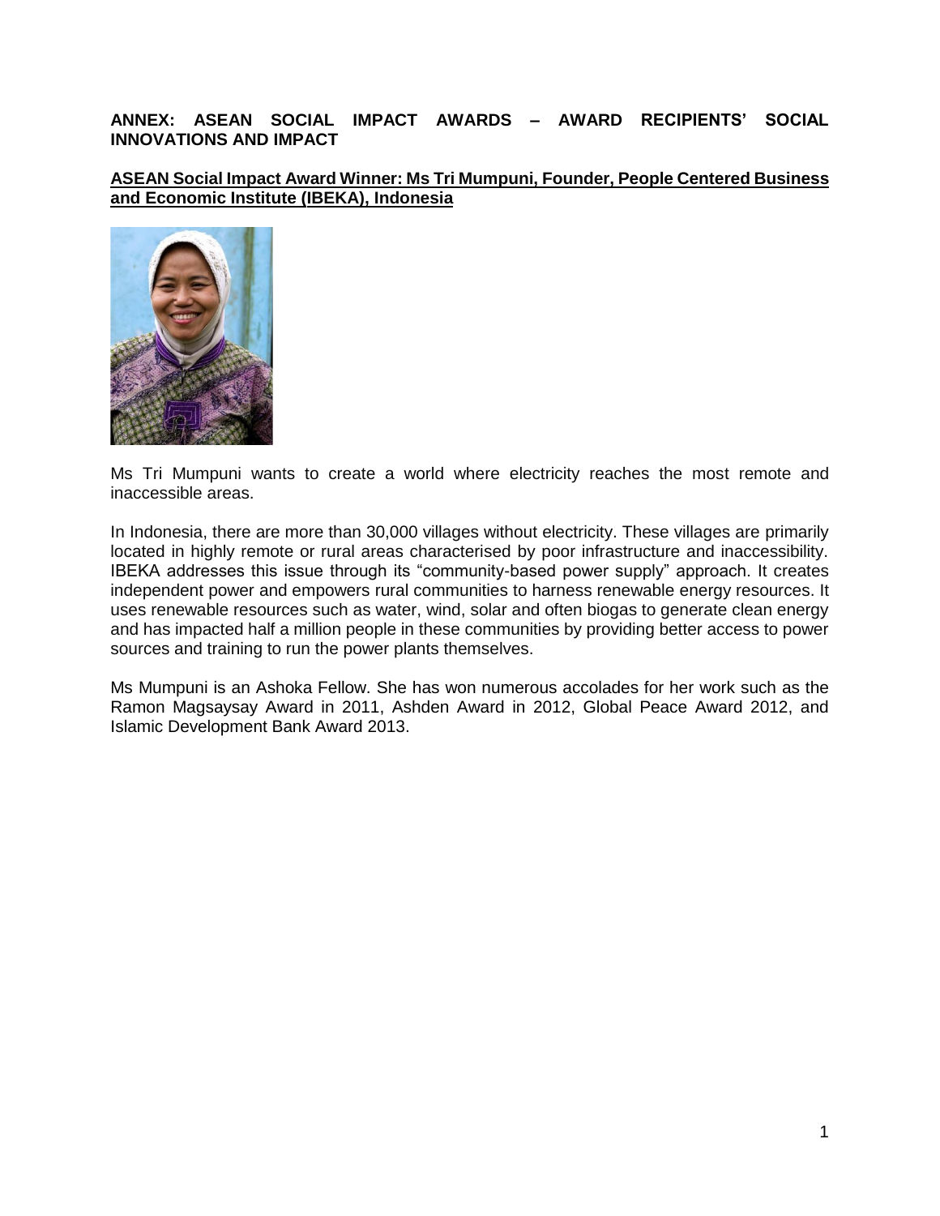# ANNEX: ASEAN SOCIAL IMPACT AWARDS – AWARD RECIPIENTS' SOCIAL INNOVATIONS AND IMPACT

## ASEAN Social Impact Award Winner: Ms Tri Mumpuni, Founder, People Centered Business and Economic Institute (IBEKA), Indonesia

Ms Tri Mumpuni wants to create a world where electricity reaches the most remote and inaccessible areas.

In Indonesia, there are more than 30,000 villages without electricity. These villages are primarily located in highly remote or rural areas characterised by poor infrastructure and inaccessibility. IBEKA addresses this issue through its "community-based power supply" approach. It creates independent power and empowers rural communities to harness renewable energy resources. It uses renewable resources such as water, wind, solar and often biogas to generate clean energy and has impacted half a million people in these communities by providing better access to power sources and training to run the power plants themselves.

Ms Mumpuni is an Ashoka Fellow. She has won numerous accolades for her work such as the Ramon Magsaysay Award in 2011, Ashden Award in 2012, Global Peace Award 2012, and Islamic Development Bank Award 2013.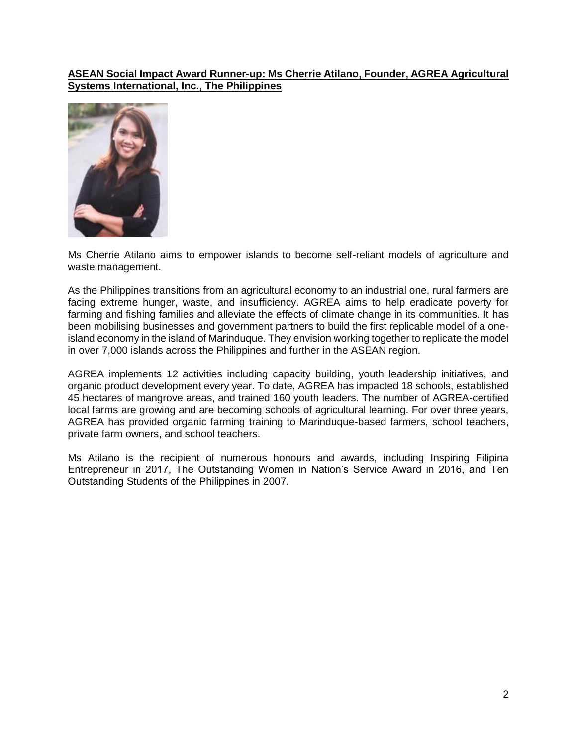**ASEAN Social Impact Award Runner-up: Ms Cherrie Atilano, Founder, AGREA Agricultural Systems International, Inc., The Philippines**

Ms Cherrie Atilano aims to empower islands to become self-reliant models of agriculture and waste management.

As the Philippines transitions from an agricultural economy to an industrial one, rural farmers are facing extreme hunger, waste, and insufficiency. AGREA aims to help eradicate poverty for farming and fishing families and alleviate the effects of climate change in its communities. It has been mobilising businesses and government partners to build the first replicable model of a one-island economy in the island of Marinduque. They envision working together to replicate the model in over 7,000 islands across the Philippines and further in the ASEAN region.

AGREA implements 12 activities including capacity building, youth leadership initiatives, and organic product development every year. To date, AGREA has impacted 18 schools, established 45 hectares of mangrove areas, and trained 160 youth leaders. The number of AGREA-certified local farms are growing and are becoming schools of agricultural learning. For over three years, AGREA has provided organic farming training to Marinduque-based farmers, school teachers, private farm owners, and school teachers.

Ms Atilano is the recipient of numerous honours and awards, including Inspiring Filipina Entrepreneur in 2017, The Outstanding Women in Nation's Service Award in 2016, and Ten Outstanding Students of the Philippines in 2007.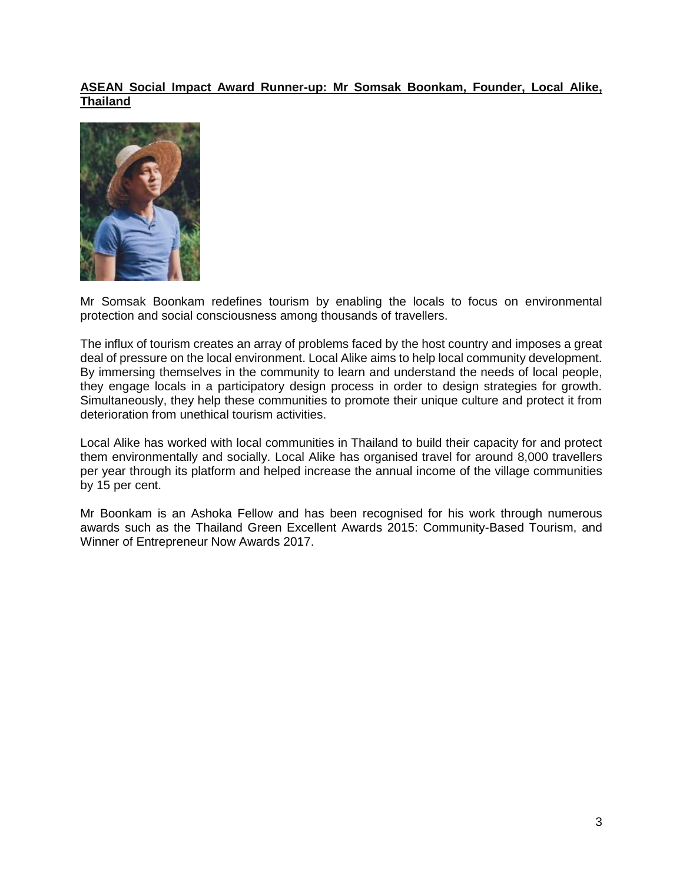**ASEAN Social Impact Award Runner-up: Mr Somsak Boonkam, Founder, Local Alike, Thailand**

Mr Somsak Boonkam redefines tourism by enabling the locals to focus on environmental protection and social consciousness among thousands of travellers.

The influx of tourism creates an array of problems faced by the host country and imposes a great deal of pressure on the local environment. Local Alike aims to help local community development. By immersing themselves in the community to learn and understand the needs of local people, they engage locals in a participatory design process in order to design strategies for growth. Simultaneously, they help these communities to promote their unique culture and protect it from deterioration from unethical tourism activities.

Local Alike has worked with local communities in Thailand to build their capacity for and protect them environmentally and socially. Local Alike has organised travel for around 8,000 travellers per year through its platform and helped increase the annual income of the village communities by 15 per cent.

Mr Boonkam is an Ashoka Fellow and has been recognised for his work through numerous awards such as the Thailand Green Excellent Awards 2015: Community-Based Tourism, and Winner of Entrepreneur Now Awards 2017.